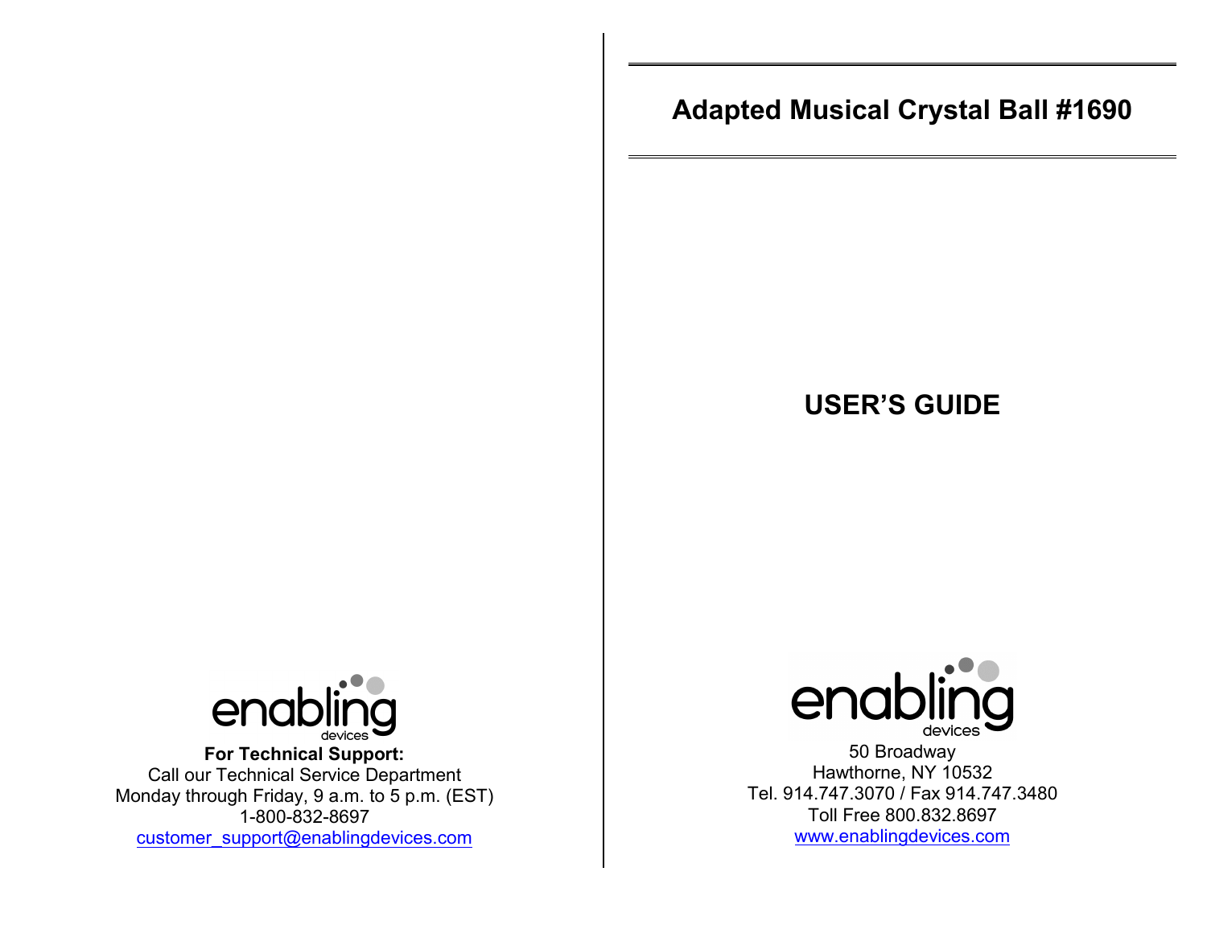# Adapted Musical Crystal Ball #1690

## USER'S GUIDE

enabling devices

50 Broadway
Hawthorne, NY 10532
Tel. 914.747.3070 / Fax 914.747.3480
Toll Free 800.832.8697
www.enablingdevices.com

enabling devices

**For Technical Support:**
Call our Technical Service Department
Monday through Friday, 9 a.m. to 5 p.m. (EST)
1-800-832-8697
customer_support@enablingdevices.com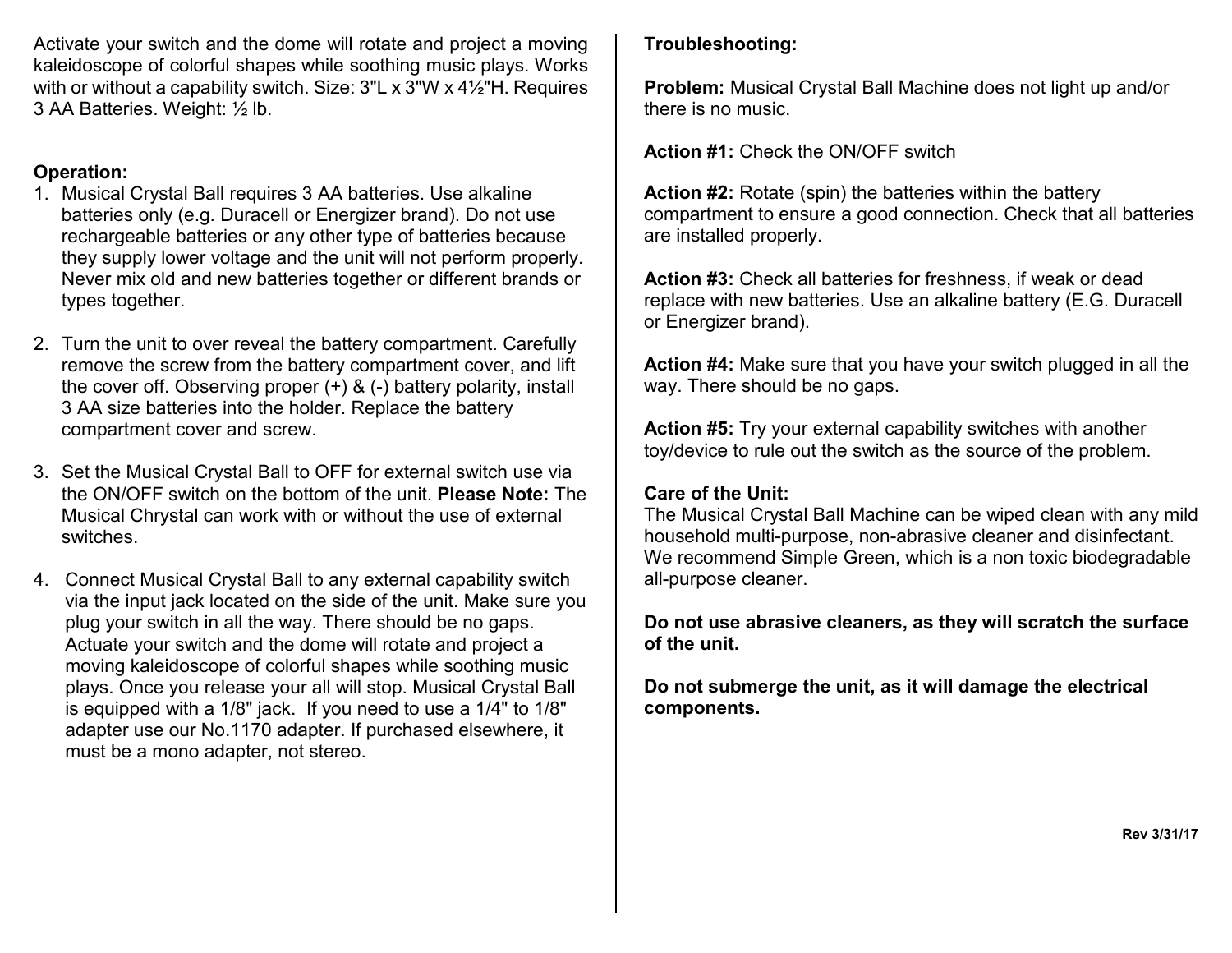Activate your switch and the dome will rotate and project a moving kaleidoscope of colorful shapes while soothing music plays. Works with or without a capability switch. Size: 3"L x 3"W x 4½"H. Requires 3 AA Batteries. Weight: ½ lb.

**Operation:**

1. Musical Crystal Ball requires 3 AA batteries. Use alkaline batteries only (e.g. Duracell or Energizer brand). Do not use rechargeable batteries or any other type of batteries because they supply lower voltage and the unit will not perform properly. Never mix old and new batteries together or different brands or types together.

2. Turn the unit to over reveal the battery compartment. Carefully remove the screw from the battery compartment cover, and lift the cover off. Observing proper (+) & (-) battery polarity, install 3 AA size batteries into the holder. Replace the battery compartment cover and screw.

3. Set the Musical Crystal Ball to OFF for external switch use via the ON/OFF switch on the bottom of the unit. **Please Note:** The Musical Chrystal can work with or without the use of external switches.

4. Connect Musical Crystal Ball to any external capability switch via the input jack located on the side of the unit. Make sure you plug your switch in all the way. There should be no gaps. Actuate your switch and the dome will rotate and project a moving kaleidoscope of colorful shapes while soothing music plays. Once you release your all will stop. Musical Crystal Ball is equipped with a 1/8" jack. If you need to use a 1/4" to 1/8" adapter use our No.1170 adapter. If purchased elsewhere, it must be a mono adapter, not stereo.

**Troubleshooting:**

**Problem:** Musical Crystal Ball Machine does not light up and/or there is no music.

**Action #1:** Check the ON/OFF switch

**Action #2:** Rotate (spin) the batteries within the battery compartment to ensure a good connection. Check that all batteries are installed properly.

**Action #3:** Check all batteries for freshness, if weak or dead replace with new batteries. Use an alkaline battery (E.G. Duracell or Energizer brand).

**Action #4:** Make sure that you have your switch plugged in all the way. There should be no gaps.

**Action #5:** Try your external capability switches with another toy/device to rule out the switch as the source of the problem.

**Care of the Unit:**

The Musical Crystal Ball Machine can be wiped clean with any mild household multi-purpose, non-abrasive cleaner and disinfectant. We recommend Simple Green, which is a non toxic biodegradable all-purpose cleaner.

**Do not use abrasive cleaners, as they will scratch the surface of the unit.**

**Do not submerge the unit, as it will damage the electrical components.**

Rev 3/31/17